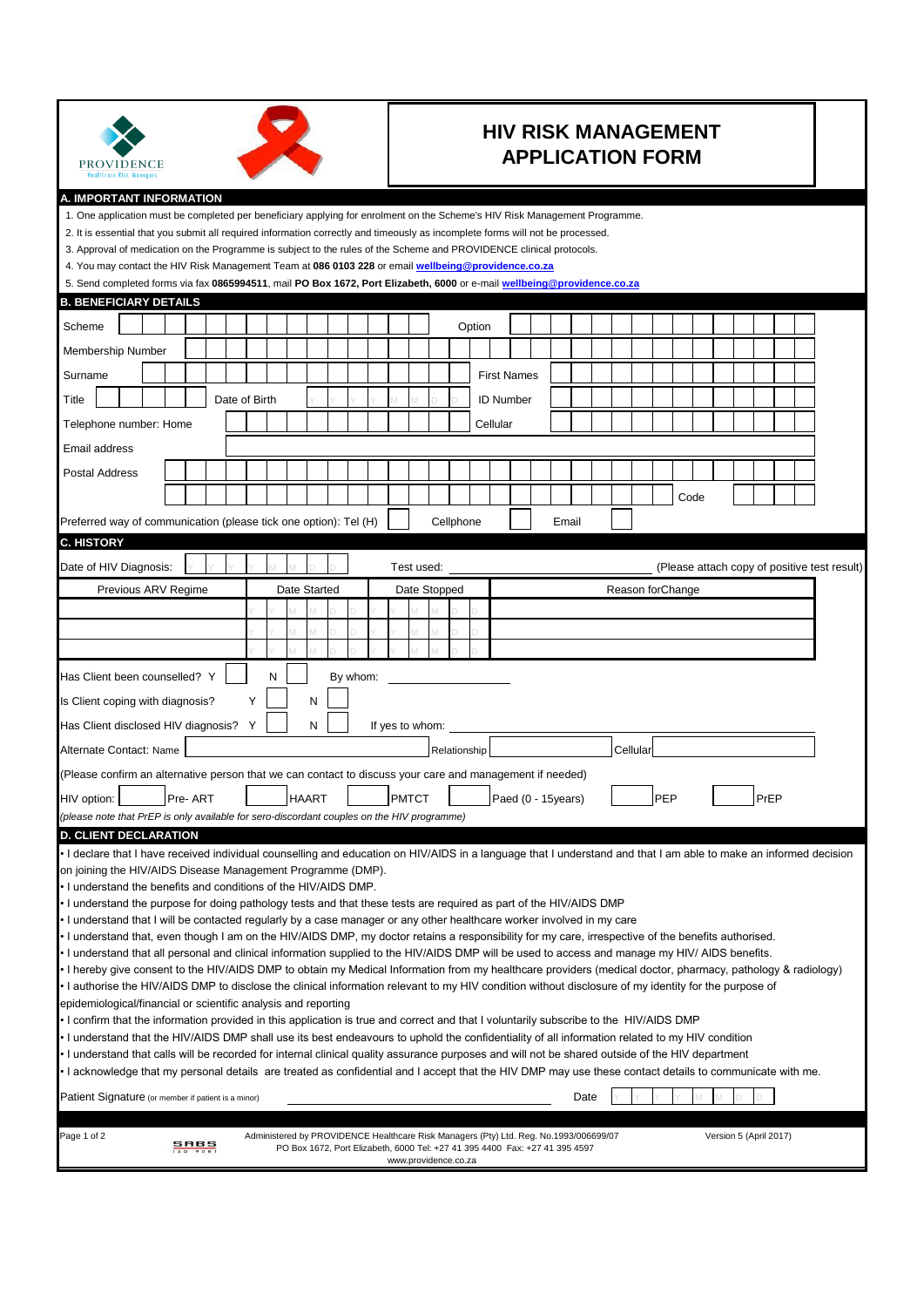# HIV RISK MANAGEMENT APPLICATION FORM

PROVIDENCE
Healthcare Risk Managers

## A. IMPORTANT INFORMATION

1. One application must be completed per beneficiary applying for enrolment on the Scheme's HIV Risk Management Programme.
2. It is essential that you submit all required information correctly and timeously as incomplete forms will not be processed.
3. Approval of medication on the Programme is subject to the rules of the Scheme and PROVIDENCE clinical protocols.
4. You may contact the HIV Risk Management Team at **086 0103 228** or email **wellbeing@providence.co.za**
5. Send completed forms via fax **0865994511**, mail **PO Box 1672, Port Elizabeth, 6000** or e-mail **wellbeing@providence.co.za**

## B. BENEFICIARY DETAILS

Scheme ____________________ Option ____________________

Membership Number ____________________

Surname ____________________ First Names ____________________

Title ________ Date of Birth Y Y Y Y M M D D ID Number ____________________

Telephone number: Home ____________________ Cellular ____________________

Email address ____________________

Postal Address ____________________

____________________ Code ________

Preferred way of communication (please tick one option): Tel (H) ☐ Cellphone ☐ Email ☐

## C. HISTORY

Date of HIV Diagnosis: Y Y Y Y M M D D Test used: ____________________ (Please attach copy of positive test result)

| Previous ARV Regime | Date Started | Date Stopped | Reason forChange |
|---|---|---|---|
| | Y Y Y Y M M D D | Y Y Y Y M M D D | |
| | Y Y Y Y M M D D | Y Y Y Y M M D D | |
| | Y Y Y Y M M D D | Y Y Y Y M M D D | |

Has Client been counselled? Y ☐ N ☐ By whom: ____________________

Is Client coping with diagnosis? Y ☐ N ☐

Has Client disclosed HIV diagnosis? Y ☐ N ☐ If yes to whom: ____________________

Alternate Contact: Name ____________________ Relationship ____________________ Cellular ____________________

(Please confirm an alternative person that we can contact to discuss your care and management if needed)

HIV option: ☐ Pre- ART ☐ HAART ☐ PMTCT ☐ Paed (0 - 15years) ☐ PEP ☐ PrEP

*(please note that PrEP is only available for sero-discordant couples on the HIV programme)*

## D. CLIENT DECLARATION

- I declare that I have received individual counselling and education on HIV/AIDS in a language that I understand and that I am able to make an informed decision on joining the HIV/AIDS Disease Management Programme (DMP).
- I understand the benefits and conditions of the HIV/AIDS DMP.
- I understand the purpose for doing pathology tests and that these tests are required as part of the HIV/AIDS DMP
- I understand that I will be contacted regularly by a case manager or any other healthcare worker involved in my care
- I understand that, even though I am on the HIV/AIDS DMP, my doctor retains a responsibility for my care, irrespective of the benefits authorised.
- I understand that all personal and clinical information supplied to the HIV/AIDS DMP will be used to access and manage my HIV/ AIDS benefits.
- I hereby give consent to the HIV/AIDS DMP to obtain my Medical Information from my healthcare providers (medical doctor, pharmacy, pathology & radiology)
- I authorise the HIV/AIDS DMP to disclose the clinical information relevant to my HIV condition without disclosure of my identity for the purpose of epidemiological/financial or scientific analysis and reporting
- I confirm that the information provided in this application is true and correct and that I voluntarily subscribe to the HIV/AIDS DMP
- I understand that the HIV/AIDS DMP shall use its best endeavours to uphold the confidentiality of all information related to my HIV condition
- I understand that calls will be recorded for internal clinical quality assurance purposes and will not be shared outside of the HIV department
- I acknowledge that my personal details are treated as confidential and I accept that the HIV DMP may use these contact details to communicate with me.

Patient Signature (or member if patient is a minor) ____________________ Date Y Y Y Y M M D D

Administered by PROVIDENCE Healthcare Risk Managers (Pty) Ltd. Reg. No.1993/006699/07
PO Box 1672, Port Elizabeth, 6000 Tel: +27 41 395 4400 Fax: +27 41 395 4597
www.providence.co.za

Version 5 (April 2017)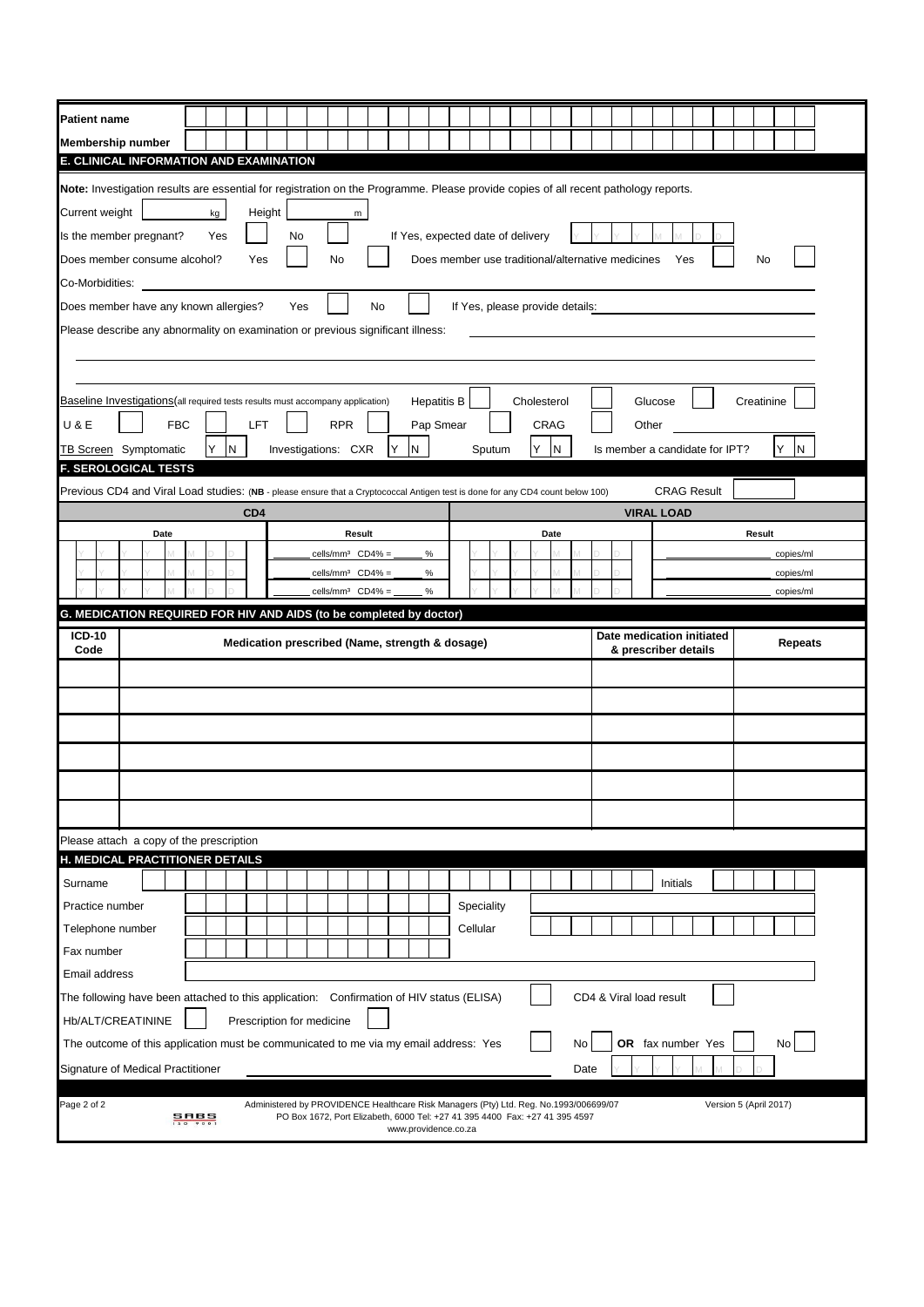**Patient name**

**Membership number**

## E. CLINICAL INFORMATION AND EXAMINATION

**Note:** Investigation results are essential for registration on the Programme. Please provide copies of all recent pathology reports.

Current weight ______ kg Height ______ m

Is the member pregnant? Yes ☐ No ☐ If Yes, expected date of delivery Y Y Y Y M M D D

Does member consume alcohol? Yes ☐ No ☐ Does member use traditional/alternative medicines Yes ☐ No ☐

Co-Morbidities: ______________________________

Does member have any known allergies? Yes ☐ No ☐ If Yes, please provide details: ______________________________

Please describe any abnormality on examination or previous significant illness: ______________________________

______________________________

______________________________

Baseline Investigations(all required tests results must accompany application) Hepatitis B ☐ Cholesterol ☐ Glucose ☐ Creatinine ☐

U & E ☐ FBC ☐ LFT ☐ RPR ☐ Pap Smear ☐ CRAG ☐ Other ______________

TB Screen Symptomatic Y N Investigations: CXR Y N Sputum Y N Is member a candidate for IPT? Y N

## F. SEROLOGICAL TESTS

Previous CD4 and Viral Load studies: (**NB** - please ensure that a Cryptococcal Antigen test is done for any CD4 count below 100) CRAG Result ☐

| CD4 | | VIRAL LOAD | |
|---|---|---|---|
| Date | Result | Date | Result |
| Y Y Y Y M M D D | ______ cells/mm³ CD4% = ______ % | Y Y Y Y M M D D | ______________ copies/ml |
| Y Y Y Y M M D D | ______ cells/mm³ CD4% = ______ % | Y Y Y Y M M D D | ______________ copies/ml |
| Y Y Y Y M M D D | ______ cells/mm³ CD4% = ______ % | Y Y Y Y M M D D | ______________ copies/ml |

## G. MEDICATION REQUIRED FOR HIV AND AIDS (to be completed by doctor)

| ICD-10 Code | Medication prescribed (Name, strength & dosage) | Date medication initiated & prescriber details | Repeats |
|---|---|---|---|
| | | | |
| | | | |
| | | | |
| | | | |
| | | | |
| | | | |

Please attach a copy of the prescription

## H. MEDICAL PRACTITIONER DETAILS

Surname ______________________________ Initials ______

Practice number ______________________________ Speciality ______________________________

Telephone number ______________________________ Cellular ______________________________

Fax number ______________________________

Email address ______________________________

The following have been attached to this application: Confirmation of HIV status (ELISA) ☐ CD4 & Viral load result ☐

Hb/ALT/CREATININE ☐ Prescription for medicine ☐

The outcome of this application must be communicated to me via my email address: Yes ☐ No ☐ **OR** fax number Yes ☐ No ☐

Signature of Medical Practitioner ______________________________ Date Y Y Y Y M M D D

Administered by PROVIDENCE Healthcare Risk Managers (Pty) Ltd. Reg. No.1993/006699/07
PO Box 1672, Port Elizabeth, 6000 Tel: +27 41 395 4400 Fax: +27 41 395 4597
www.providence.co.za

Version 5 (April 2017)